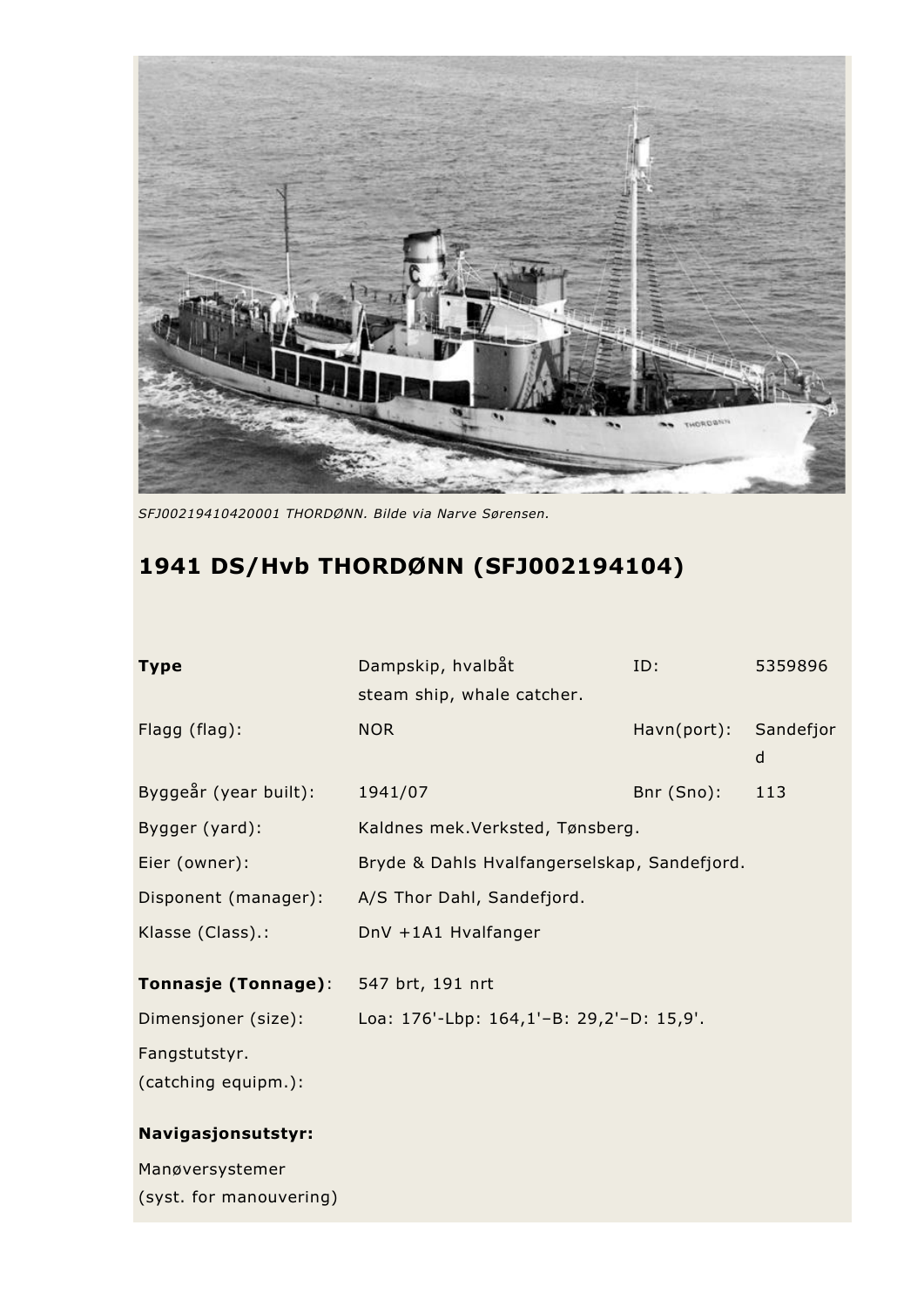*SFJ00219410420001 THORDØNN. Bilde via Narve Sørensen.*

## 1941 DS/Hvb THORDØNN (SFJ002194104)

| **Type** | Dampskip, hvalbåt steam ship, whale catcher. | ID: | 5359896 |
|---|---|---|---|
| Flagg (flag): | NOR | Havn(port): | Sandefjord |
| Byggeår (year built): | 1941/07 | Bnr (Sno): | 113 |
| Bygger (yard): | Kaldnes mek.Verksted, Tønsberg. | | |
| Eier (owner): | Bryde & Dahls Hvalfangerselskap, Sandefjord. | | |
| Disponent (manager): | A/S Thor Dahl, Sandefjord. | | |
| Klasse (Class).: | DnV +1A1 Hvalfanger | | |
| **Tonnasje (Tonnage)**: | 547 brt, 191 nrt | | |
| Dimensjoner (size): | Loa: 176'-Lbp: 164,1'–B: 29,2'–D: 15,9'. | | |
| Fangstutstyr. (catching equipm.): | | | |

**Navigasjonsutstyr:**

Manøversystemer (syst. for manouvering)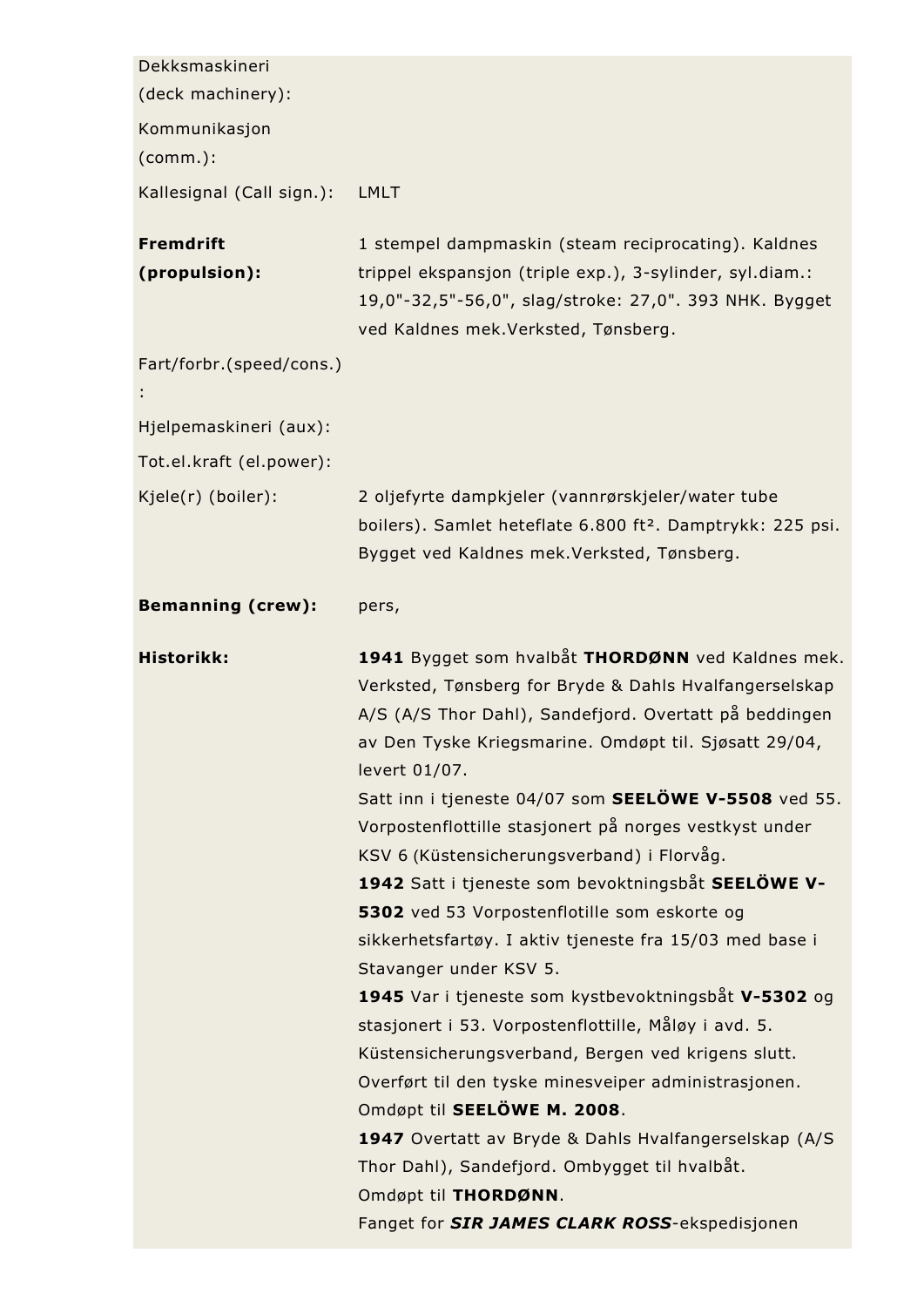| | |
|---|---|
| Dekksmaskineri (deck machinery): | |
| Kommunikasjon (comm.): | |
| Kallesignal (Call sign.): | LMLT |
| **Fremdrift (propulsion):** | 1 stempel dampmaskin (steam reciprocating). Kaldnes trippel ekspansjon (triple exp.), 3-sylinder, syl.diam.: 19,0"-32,5"-56,0", slag/stroke: 27,0". 393 NHK. Bygget ved Kaldnes mek.Verksted, Tønsberg. |
| Fart/forbr.(speed/cons.): | |
| Hjelpemaskineri (aux): | |
| Tot.el.kraft (el.power): | |
| Kjele(r) (boiler): | 2 oljefyrte dampkjeler (vannrørskjeler/water tube boilers). Samlet heteflate 6.800 ft². Damptrykk: 225 psi. Bygget ved Kaldnes mek.Verksted, Tønsberg. |
| **Bemanning (crew):** | pers, |
| **Historikk:** | **1941** Bygget som hvalbåt **THORDØNN** ved Kaldnes mek. Verksted, Tønsberg for Bryde & Dahls Hvalfangerselskap A/S (A/S Thor Dahl), Sandefjord. Overtatt på beddingen av Den Tyske Kriegsmarine. Omdøpt til. Sjøsatt 29/04, levert 01/07.<br>Satt inn i tjeneste 04/07 som **SEELÖWE V-5508** ved 55. Vorpostenflottille stasjonert på norges vestkyst under KSV 6 (Küstensicherungsverband) i Florvåg.<br>**1942** Satt i tjeneste som bevoktningsbåt **SEELÖWE V-5302** ved 53 Vorpostenflotille som eskorte og sikkerhetsfartøy. I aktiv tjeneste fra 15/03 med base i Stavanger under KSV 5.<br>**1945** Var i tjeneste som kystbevoktningsbåt **V-5302** og stasjonert i 53. Vorpostenflottille, Måløy i avd. 5. Küstensicherungsverband, Bergen ved krigens slutt. Overført til den tyske minesveiper administrasjonen. Omdøpt til **SEELÖWE M. 2008**.<br>**1947** Overtatt av Bryde & Dahls Hvalfangerselskap (A/S Thor Dahl), Sandefjord. Ombygget til hvalbåt. Omdøpt til **THORDØNN**.<br>Fanget for ***SIR JAMES CLARK ROSS***-ekspedisjonen |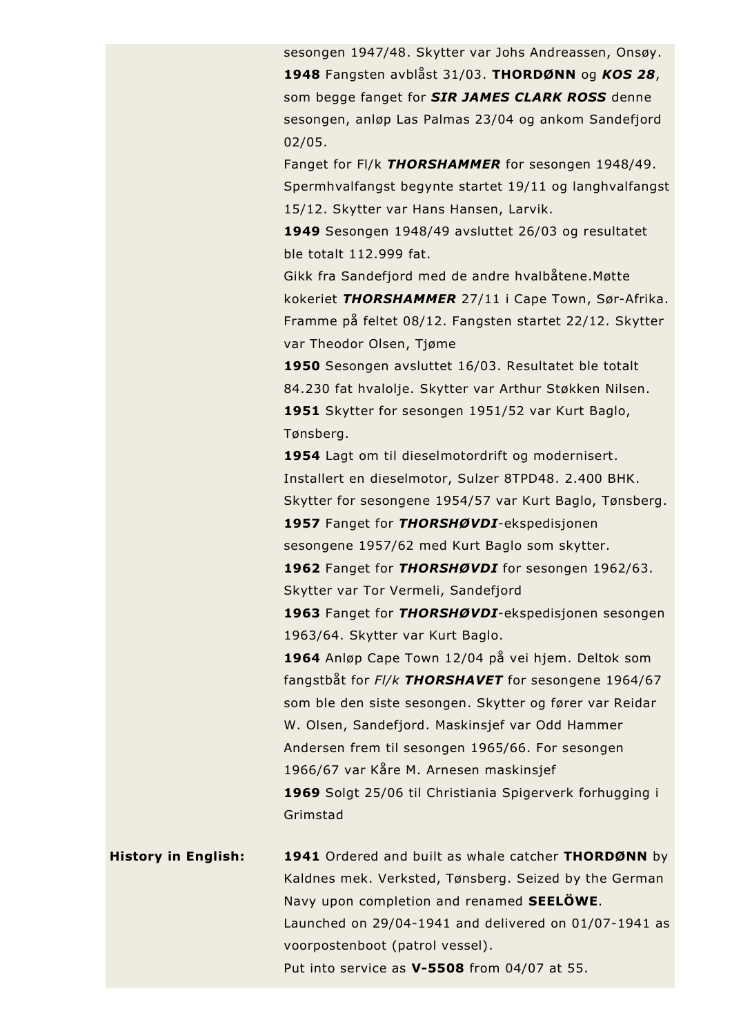sesongen 1947/48. Skytter var Johs Andreassen, Onsøy.
**1948** Fangsten avblåst 31/03. **THORDØNN** og ***KOS 28***, som begge fanget for ***SIR JAMES CLARK ROSS*** denne sesongen, anløp Las Palmas 23/04 og ankom Sandefjord 02/05.
Fanget for Fl/k ***THORSHAMMER*** for sesongen 1948/49. Spermhvalfangst begynte startet 19/11 og langhvalfangst 15/12. Skytter var Hans Hansen, Larvik.
**1949** Sesongen 1948/49 avsluttet 26/03 og resultatet ble totalt 112.999 fat.
Gikk fra Sandefjord med de andre hvalbåtene.Møtte kokeriet ***THORSHAMMER*** 27/11 i Cape Town, Sør-Afrika. Framme på feltet 08/12. Fangsten startet 22/12. Skytter var Theodor Olsen, Tjøme
**1950** Sesongen avsluttet 16/03. Resultatet ble totalt 84.230 fat hvalolje. Skytter var Arthur Støkken Nilsen.
**1951** Skytter for sesongen 1951/52 var Kurt Baglo, Tønsberg.
**1954** Lagt om til dieselmotordrift og modernisert. Installert en dieselmotor, Sulzer 8TPD48. 2.400 BHK. Skytter for sesongene 1954/57 var Kurt Baglo, Tønsberg.
**1957** Fanget for ***THORSHØVDI***-ekspedisjonen sesongene 1957/62 med Kurt Baglo som skytter.
**1962** Fanget for ***THORSHØVDI*** for sesongen 1962/63. Skytter var Tor Vermeli, Sandefjord
**1963** Fanget for ***THORSHØVDI***-ekspedisjonen sesongen 1963/64. Skytter var Kurt Baglo.
**1964** Anløp Cape Town 12/04 på vei hjem. Deltok som fangstbåt for *Fl/k* ***THORSHAVET*** for sesongene 1964/67 som ble den siste sesongen. Skytter og fører var Reidar W. Olsen, Sandefjord. Maskinsjef var Odd Hammer Andersen frem til sesongen 1965/66. For sesongen 1966/67 var Kåre M. Arnesen maskinsjef
**1969** Solgt 25/06 til Christiania Spigerverk forhugging i Grimstad

**History in English:**

**1941** Ordered and built as whale catcher **THORDØNN** by Kaldnes mek. Verksted, Tønsberg. Seized by the German Navy upon completion and renamed **SEELÖWE**.
Launched on 29/04-1941 and delivered on 01/07-1941 as voorpostenboot (patrol vessel).
Put into service as **V-5508** from 04/07 at 55.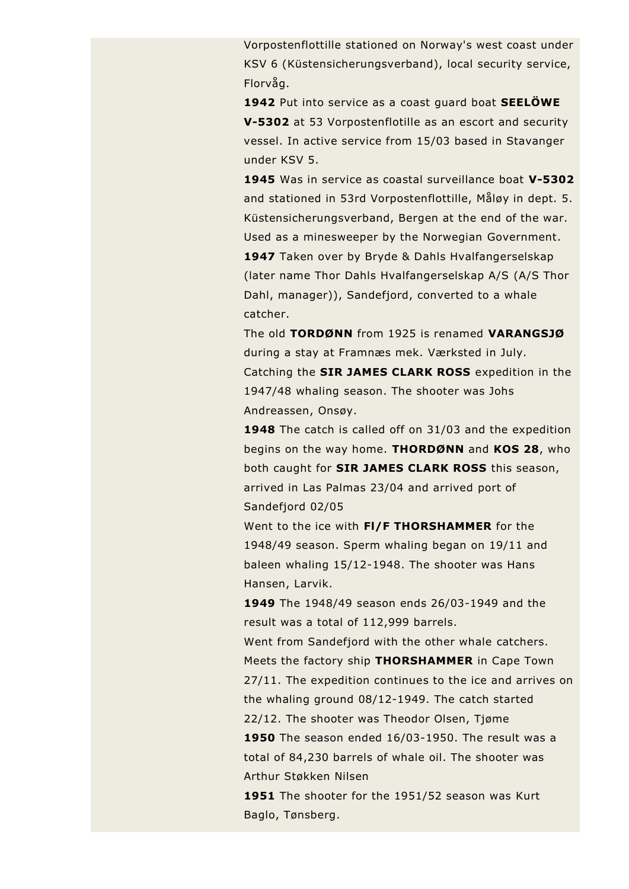Vorpostenflottille stationed on Norway's west coast under KSV 6 (Küstensicherungsverband), local security service, Florvåg.

**1942** Put into service as a coast guard boat **SEELÖWE V-5302** at 53 Vorpostenflotille as an escort and security vessel. In active service from 15/03 based in Stavanger under KSV 5.

**1945** Was in service as coastal surveillance boat **V-5302** and stationed in 53rd Vorpostenflottille, Måløy in dept. 5. Küstensicherungsverband, Bergen at the end of the war. Used as a minesweeper by the Norwegian Government.

**1947** Taken over by Bryde & Dahls Hvalfangerselskap (later name Thor Dahls Hvalfangerselskap A/S (A/S Thor Dahl, manager)), Sandefjord, converted to a whale catcher.

The old **TORDØNN** from 1925 is renamed **VARANGSJØ** during a stay at Framnæs mek. Værksted in July.

Catching the **SIR JAMES CLARK ROSS** expedition in the 1947/48 whaling season. The shooter was Johs Andreassen, Onsøy.

**1948** The catch is called off on 31/03 and the expedition begins on the way home. **THORDØNN** and **KOS 28**, who both caught for **SIR JAMES CLARK ROSS** this season, arrived in Las Palmas 23/04 and arrived port of Sandefjord 02/05

Went to the ice with **Fl/F THORSHAMMER** for the 1948/49 season. Sperm whaling began on 19/11 and baleen whaling 15/12-1948. The shooter was Hans Hansen, Larvik.

**1949** The 1948/49 season ends 26/03-1949 and the result was a total of 112,999 barrels.

Went from Sandefjord with the other whale catchers. Meets the factory ship **THORSHAMMER** in Cape Town 27/11. The expedition continues to the ice and arrives on the whaling ground 08/12-1949. The catch started 22/12. The shooter was Theodor Olsen, Tjøme

**1950** The season ended 16/03-1950. The result was a total of 84,230 barrels of whale oil. The shooter was Arthur Støkken Nilsen

**1951** The shooter for the 1951/52 season was Kurt Baglo, Tønsberg.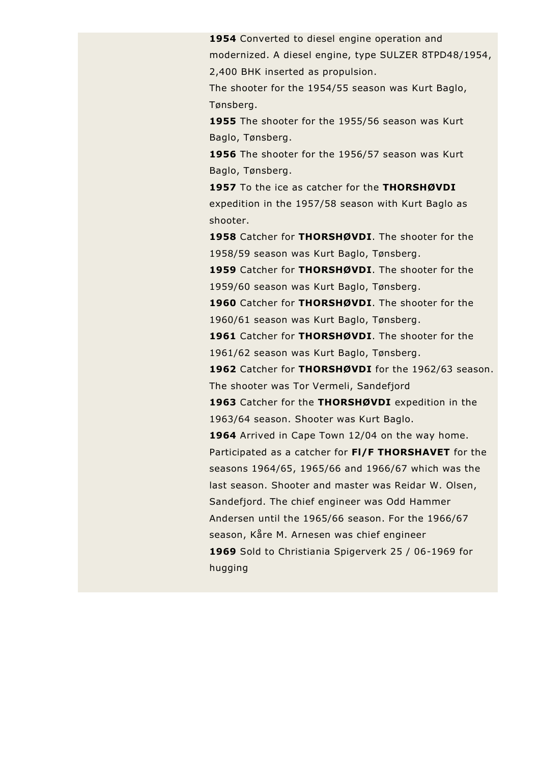**1954** Converted to diesel engine operation and modernized. A diesel engine, type SULZER 8TPD48/1954, 2,400 BHK inserted as propulsion.
The shooter for the 1954/55 season was Kurt Baglo, Tønsberg.

**1955** The shooter for the 1955/56 season was Kurt Baglo, Tønsberg.

**1956** The shooter for the 1956/57 season was Kurt Baglo, Tønsberg.

**1957** To the ice as catcher for the **THORSHØVDI** expedition in the 1957/58 season with Kurt Baglo as shooter.

**1958** Catcher for **THORSHØVDI**. The shooter for the 1958/59 season was Kurt Baglo, Tønsberg.

**1959** Catcher for **THORSHØVDI**. The shooter for the 1959/60 season was Kurt Baglo, Tønsberg.

**1960** Catcher for **THORSHØVDI**. The shooter for the 1960/61 season was Kurt Baglo, Tønsberg.

**1961** Catcher for **THORSHØVDI**. The shooter for the 1961/62 season was Kurt Baglo, Tønsberg.

**1962** Catcher for **THORSHØVDI** for the 1962/63 season. The shooter was Tor Vermeli, Sandefjord

**1963** Catcher for the **THORSHØVDI** expedition in the 1963/64 season. Shooter was Kurt Baglo.

**1964** Arrived in Cape Town 12/04 on the way home. Participated as a catcher for **Fl/F THORSHAVET** for the seasons 1964/65, 1965/66 and 1966/67 which was the last season. Shooter and master was Reidar W. Olsen, Sandefjord. The chief engineer was Odd Hammer Andersen until the 1965/66 season. For the 1966/67 season, Kåre M. Arnesen was chief engineer

**1969** Sold to Christiania Spigerverk 25 / 06-1969 for hugging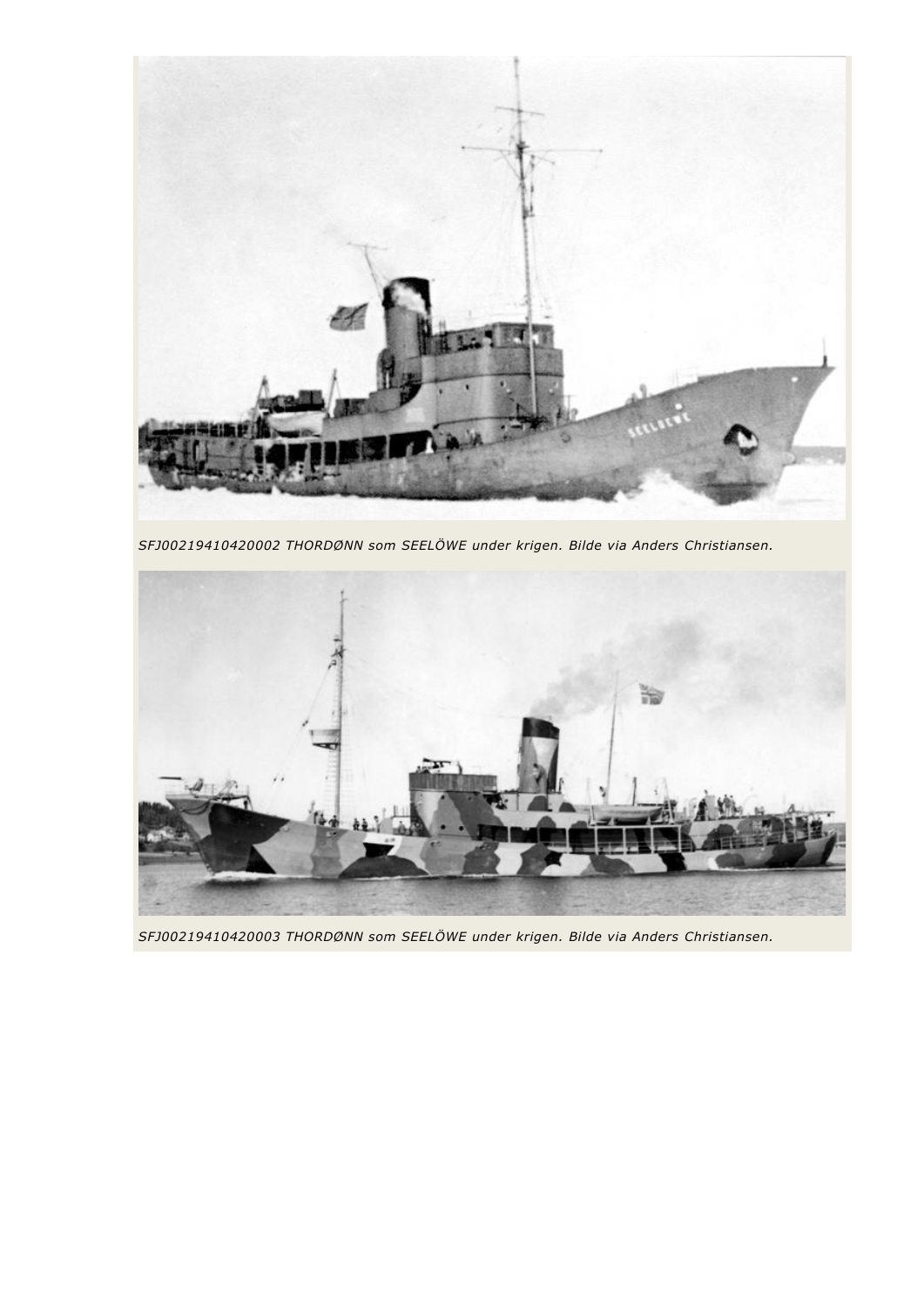*SFJ00219410420002 THORDØNN som SEELÖWE under krigen. Bilde via Anders Christiansen.*

*SFJ00219410420003 THORDØNN som SEELÖWE under krigen. Bilde via Anders Christiansen.*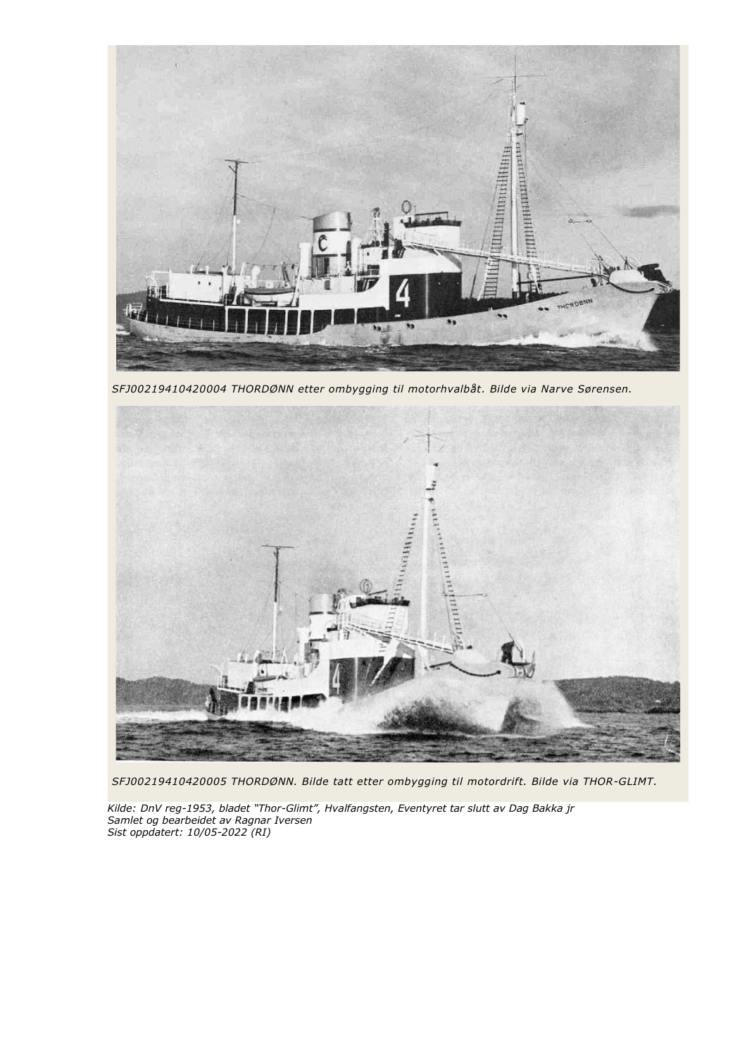*SFJ00219410420004 THORDØNN etter ombygging til motorhvalbåt. Bilde via Narve Sørensen.*

*SFJ00219410420005 THORDØNN. Bilde tatt etter ombygging til motordrift. Bilde via THOR-GLIMT.*

*Kilde: DnV reg-1953, bladet "Thor-Glimt", Hvalfangsten, Eventyret tar slutt av Dag Bakka jr*
*Samlet og bearbeidet av Ragnar Iversen*
*Sist oppdatert: 10/05-2022 (RI)*